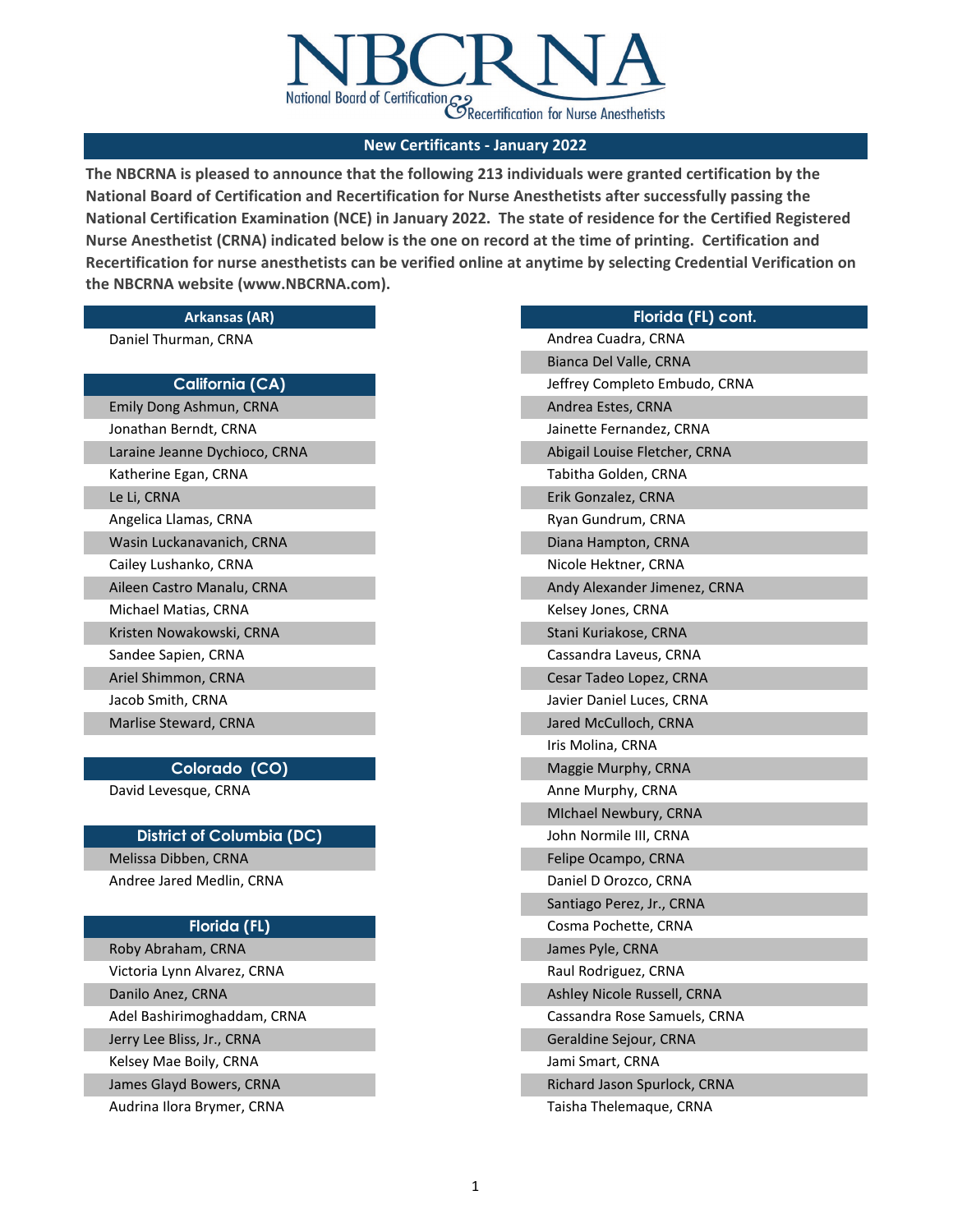# NBCRNA

National Board of Certification & Recertification for Nurse Anesthetists

## New Certificants - January 2022

**The NBCRNA is pleased to announce that the following 213 individuals were granted certification by the National Board of Certification and Recertification for Nurse Anesthetists after successfully passing the National Certification Examination (NCE) in January 2022. The state of residence for the Certified Registered Nurse Anesthetist (CRNA) indicated below is the one on record at the time of printing. Certification and Recertification for nurse anesthetists can be verified online at anytime by selecting Credential Verification on the NBCRNA website (www.NBCRNA.com).**

### Arkansas (AR)

Daniel Thurman, CRNA

### California (CA)

Emily Dong Ashmun, CRNA
Jonathan Berndt, CRNA
Laraine Jeanne Dychioco, CRNA
Katherine Egan, CRNA
Le Li, CRNA
Angelica Llamas, CRNA
Wasin Luckanavanich, CRNA
Cailey Lushanko, CRNA
Aileen Castro Manalu, CRNA
Michael Matias, CRNA
Kristen Nowakowski, CRNA
Sandee Sapien, CRNA
Ariel Shimmon, CRNA
Jacob Smith, CRNA
Marlise Steward, CRNA

### Colorado (CO)

David Levesque, CRNA

### District of Columbia (DC)

Melissa Dibben, CRNA
Andree Jared Medlin, CRNA

### Florida (FL)

Roby Abraham, CRNA
Victoria Lynn Alvarez, CRNA
Danilo Anez, CRNA
Adel Bashirimoghaddam, CRNA
Jerry Lee Bliss, Jr., CRNA
Kelsey Mae Boily, CRNA
James Glayd Bowers, CRNA
Audrina Ilora Brymer, CRNA

### Florida (FL) cont.

Andrea Cuadra, CRNA
Bianca Del Valle, CRNA
Jeffrey Completo Embudo, CRNA
Andrea Estes, CRNA
Jainette Fernandez, CRNA
Abigail Louise Fletcher, CRNA
Tabitha Golden, CRNA
Erik Gonzalez, CRNA
Ryan Gundrum, CRNA
Diana Hampton, CRNA
Nicole Hektner, CRNA
Andy Alexander Jimenez, CRNA
Kelsey Jones, CRNA
Stani Kuriakose, CRNA
Cassandra Laveus, CRNA
Cesar Tadeo Lopez, CRNA
Javier Daniel Luces, CRNA
Jared McCulloch, CRNA
Iris Molina, CRNA
Maggie Murphy, CRNA
Anne Murphy, CRNA
MIchael Newbury, CRNA
John Normile III, CRNA
Felipe Ocampo, CRNA
Daniel D Orozco, CRNA
Santiago Perez, Jr., CRNA
Cosma Pochette, CRNA
James Pyle, CRNA
Raul Rodriguez, CRNA
Ashley Nicole Russell, CRNA
Cassandra Rose Samuels, CRNA
Geraldine Sejour, CRNA
Jami Smart, CRNA
Richard Jason Spurlock, CRNA
Taisha Thelemaque, CRNA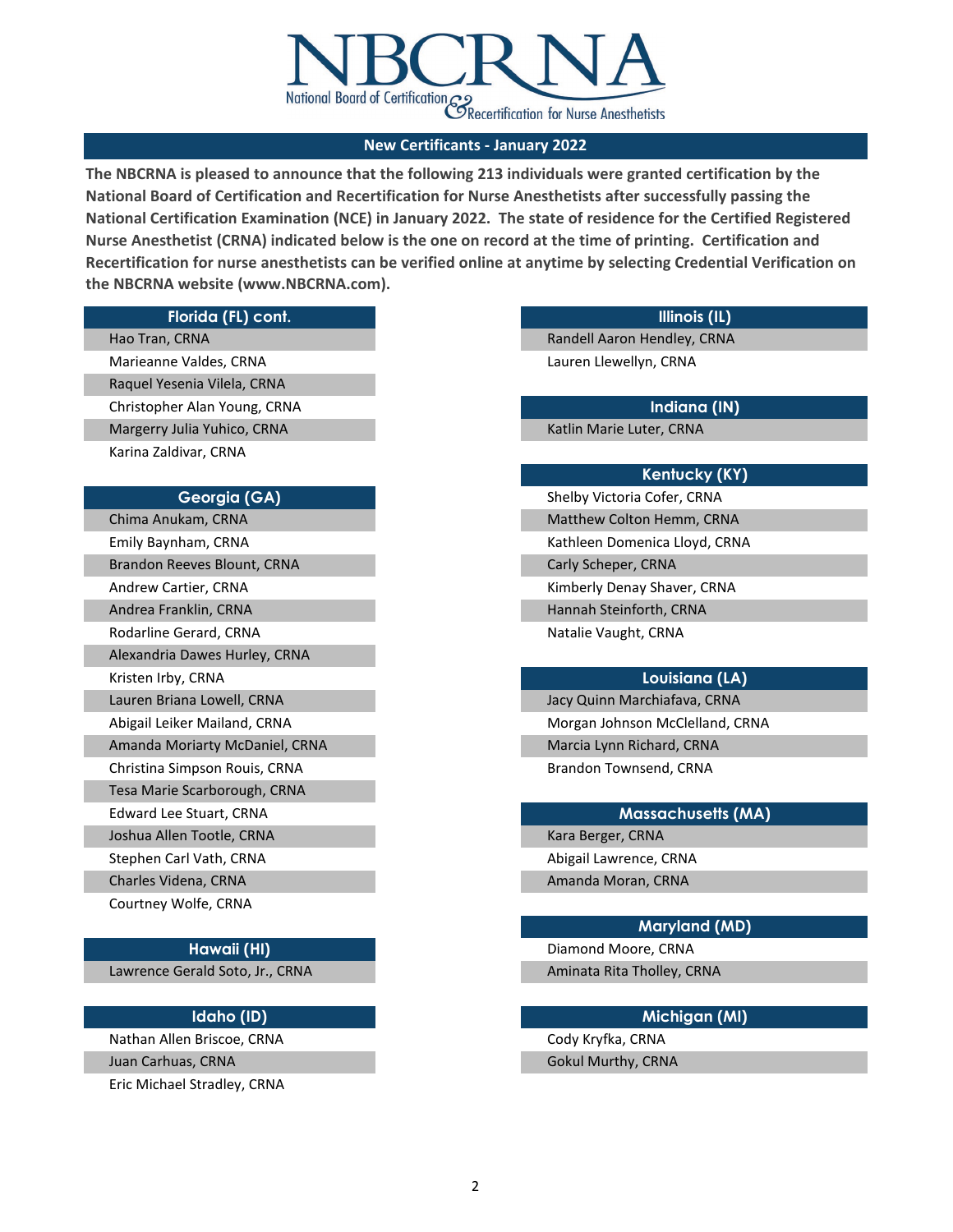# NBCRNA

National Board of Certification & Recertification for Nurse Anesthetists

## New Certificants - January 2022

**The NBCRNA is pleased to announce that the following 213 individuals were granted certification by the National Board of Certification and Recertification for Nurse Anesthetists after successfully passing the National Certification Examination (NCE) in January 2022. The state of residence for the Certified Registered Nurse Anesthetist (CRNA) indicated below is the one on record at the time of printing. Certification and Recertification for nurse anesthetists can be verified online at anytime by selecting Credential Verification on the NBCRNA website (www.NBCRNA.com).**

### Florida (FL) cont.

- Hao Tran, CRNA
- Marieanne Valdes, CRNA
- Raquel Yesenia Vilela, CRNA
- Christopher Alan Young, CRNA
- Margerry Julia Yuhico, CRNA
- Karina Zaldivar, CRNA

### Georgia (GA)

- Chima Anukam, CRNA
- Emily Baynham, CRNA
- Brandon Reeves Blount, CRNA
- Andrew Cartier, CRNA
- Andrea Franklin, CRNA
- Rodarline Gerard, CRNA
- Alexandria Dawes Hurley, CRNA
- Kristen Irby, CRNA
- Lauren Briana Lowell, CRNA
- Abigail Leiker Mailand, CRNA
- Amanda Moriarty McDaniel, CRNA
- Christina Simpson Rouis, CRNA
- Tesa Marie Scarborough, CRNA
- Edward Lee Stuart, CRNA
- Joshua Allen Tootle, CRNA
- Stephen Carl Vath, CRNA
- Charles Videna, CRNA
- Courtney Wolfe, CRNA

### Hawaii (HI)

- Lawrence Gerald Soto, Jr., CRNA

### Idaho (ID)

- Nathan Allen Briscoe, CRNA
- Juan Carhuas, CRNA
- Eric Michael Stradley, CRNA

### Illinois (IL)

- Randell Aaron Hendley, CRNA
- Lauren Llewellyn, CRNA

### Indiana (IN)

- Katlin Marie Luter, CRNA

### Kentucky (KY)

- Shelby Victoria Cofer, CRNA
- Matthew Colton Hemm, CRNA
- Kathleen Domenica Lloyd, CRNA
- Carly Scheper, CRNA
- Kimberly Denay Shaver, CRNA
- Hannah Steinforth, CRNA
- Natalie Vaught, CRNA

### Louisiana (LA)

- Jacy Quinn Marchiafava, CRNA
- Morgan Johnson McClelland, CRNA
- Marcia Lynn Richard, CRNA
- Brandon Townsend, CRNA

### Massachusetts (MA)

- Kara Berger, CRNA
- Abigail Lawrence, CRNA
- Amanda Moran, CRNA

### Maryland (MD)

- Diamond Moore, CRNA
- Aminata Rita Tholley, CRNA

### Michigan (MI)

- Cody Kryfka, CRNA
- Gokul Murthy, CRNA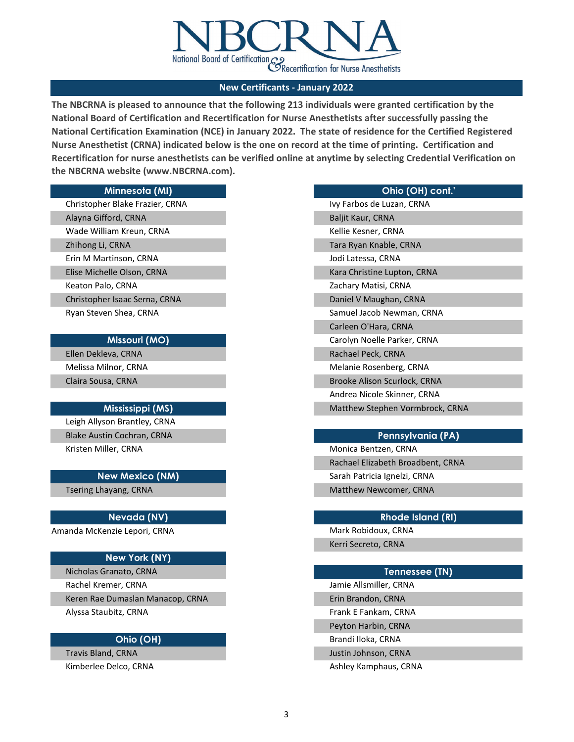# NBCRNA

National Board of Certification & Recertification for Nurse Anesthetists

## New Certificants - January 2022

**The NBCRNA is pleased to announce that the following 213 individuals were granted certification by the National Board of Certification and Recertification for Nurse Anesthetists after successfully passing the National Certification Examination (NCE) in January 2022. The state of residence for the Certified Registered Nurse Anesthetist (CRNA) indicated below is the one on record at the time of printing. Certification and Recertification for nurse anesthetists can be verified online at anytime by selecting Credential Verification on the NBCRNA website (www.NBCRNA.com).**

### Minnesota (MI)

- Christopher Blake Frazier, CRNA
- Alayna Gifford, CRNA
- Wade William Kreun, CRNA
- Zhihong Li, CRNA
- Erin M Martinson, CRNA
- Elise Michelle Olson, CRNA
- Keaton Palo, CRNA
- Christopher Isaac Serna, CRNA
- Ryan Steven Shea, CRNA

### Missouri (MO)

- Ellen Dekleva, CRNA
- Melissa Milnor, CRNA
- Claira Sousa, CRNA

### Mississippi (MS)

- Leigh Allyson Brantley, CRNA
- Blake Austin Cochran, CRNA
- Kristen Miller, CRNA

### New Mexico (NM)

- Tsering Lhayang, CRNA

### Nevada (NV)

- Amanda McKenzie Lepori, CRNA

### New York (NY)

- Nicholas Granato, CRNA
- Rachel Kremer, CRNA
- Keren Rae Dumaslan Manacop, CRNA
- Alyssa Staubitz, CRNA

### Ohio (OH)

- Travis Bland, CRNA
- Kimberlee Delco, CRNA

### Ohio (OH) cont.'

- Ivy Farbos de Luzan, CRNA
- Baljit Kaur, CRNA
- Kellie Kesner, CRNA
- Tara Ryan Knable, CRNA
- Jodi Latessa, CRNA
- Kara Christine Lupton, CRNA
- Zachary Matisi, CRNA
- Daniel V Maughan, CRNA
- Samuel Jacob Newman, CRNA
- Carleen O'Hara, CRNA
- Carolyn Noelle Parker, CRNA
- Rachael Peck, CRNA
- Melanie Rosenberg, CRNA
- Brooke Alison Scurlock, CRNA
- Andrea Nicole Skinner, CRNA
- Matthew Stephen Vormbrock, CRNA

### Pennsylvania (PA)

- Monica Bentzen, CRNA
- Rachael Elizabeth Broadbent, CRNA
- Sarah Patricia Ignelzi, CRNA
- Matthew Newcomer, CRNA

### Rhode Island (RI)

- Mark Robidoux, CRNA
- Kerri Secreto, CRNA

### Tennessee (TN)

- Jamie Allsmiller, CRNA
- Erin Brandon, CRNA
- Frank E Fankam, CRNA
- Peyton Harbin, CRNA
- Brandi Iloka, CRNA
- Justin Johnson, CRNA
- Ashley Kamphaus, CRNA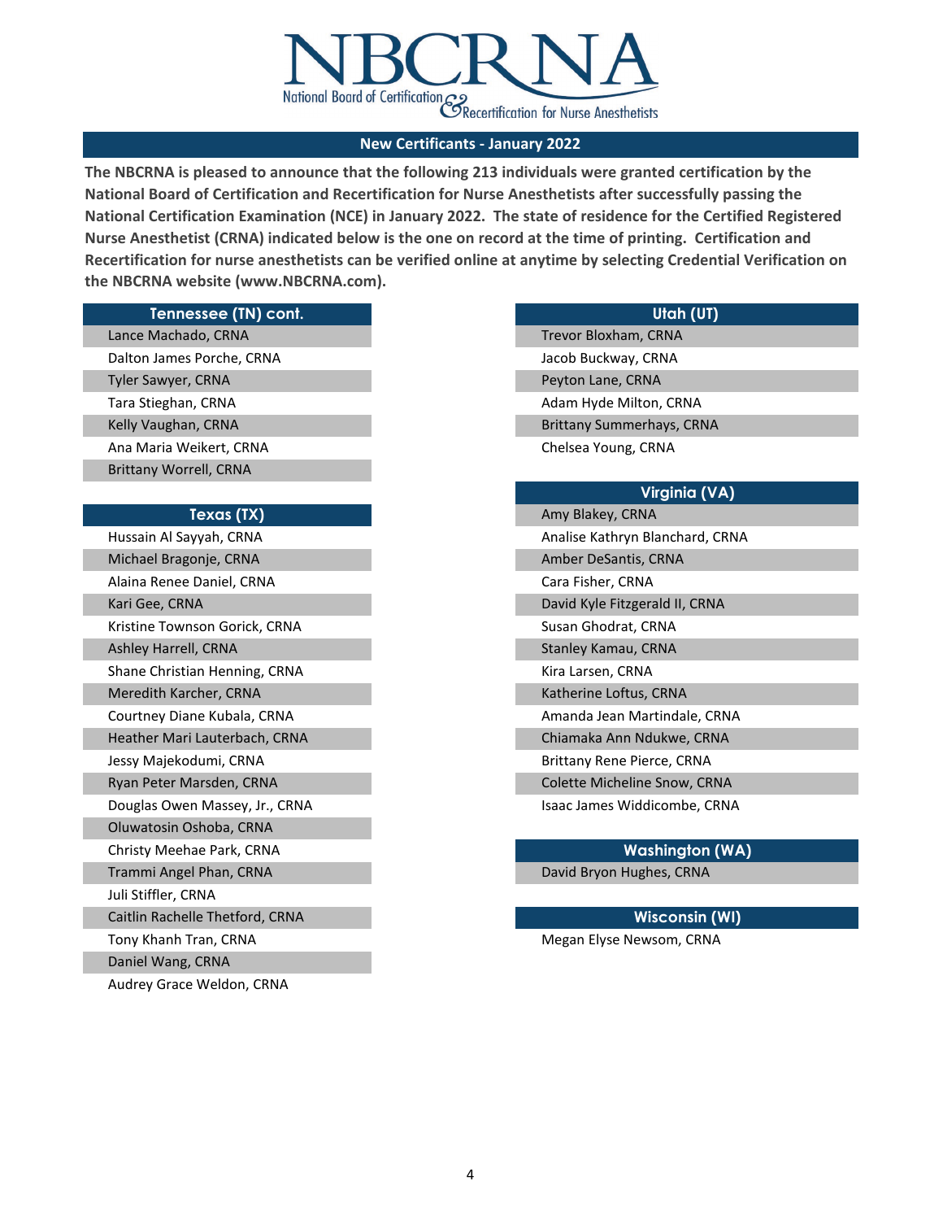# NBCRNA

National Board of Certification & Recertification for Nurse Anesthetists

## New Certificants - January 2022

**The NBCRNA is pleased to announce that the following 213 individuals were granted certification by the National Board of Certification and Recertification for Nurse Anesthetists after successfully passing the National Certification Examination (NCE) in January 2022. The state of residence for the Certified Registered Nurse Anesthetist (CRNA) indicated below is the one on record at the time of printing. Certification and Recertification for nurse anesthetists can be verified online at anytime by selecting Credential Verification on the NBCRNA website (www.NBCRNA.com).**

### Tennessee (TN) cont.

- Lance Machado, CRNA
- Dalton James Porche, CRNA
- Tyler Sawyer, CRNA
- Tara Stieghan, CRNA
- Kelly Vaughan, CRNA
- Ana Maria Weikert, CRNA
- Brittany Worrell, CRNA

### Texas (TX)

- Hussain Al Sayyah, CRNA
- Michael Bragonje, CRNA
- Alaina Renee Daniel, CRNA
- Kari Gee, CRNA
- Kristine Townson Gorick, CRNA
- Ashley Harrell, CRNA
- Shane Christian Henning, CRNA
- Meredith Karcher, CRNA
- Courtney Diane Kubala, CRNA
- Heather Mari Lauterbach, CRNA
- Jessy Majekodumi, CRNA
- Ryan Peter Marsden, CRNA
- Douglas Owen Massey, Jr., CRNA
- Oluwatosin Oshoba, CRNA
- Christy Meehae Park, CRNA
- Trammi Angel Phan, CRNA
- Juli Stiffler, CRNA
- Caitlin Rachelle Thetford, CRNA
- Tony Khanh Tran, CRNA
- Daniel Wang, CRNA
- Audrey Grace Weldon, CRNA

### Utah (UT)

- Trevor Bloxham, CRNA
- Jacob Buckway, CRNA
- Peyton Lane, CRNA
- Adam Hyde Milton, CRNA
- Brittany Summerhays, CRNA
- Chelsea Young, CRNA

### Virginia (VA)

- Amy Blakey, CRNA
- Analise Kathryn Blanchard, CRNA
- Amber DeSantis, CRNA
- Cara Fisher, CRNA
- David Kyle Fitzgerald II, CRNA
- Susan Ghodrat, CRNA
- Stanley Kamau, CRNA
- Kira Larsen, CRNA
- Katherine Loftus, CRNA
- Amanda Jean Martindale, CRNA
- Chiamaka Ann Ndukwe, CRNA
- Brittany Rene Pierce, CRNA
- Colette Micheline Snow, CRNA
- Isaac James Widdicombe, CRNA

### Washington (WA)

- David Bryon Hughes, CRNA

### Wisconsin (WI)

- Megan Elyse Newsom, CRNA